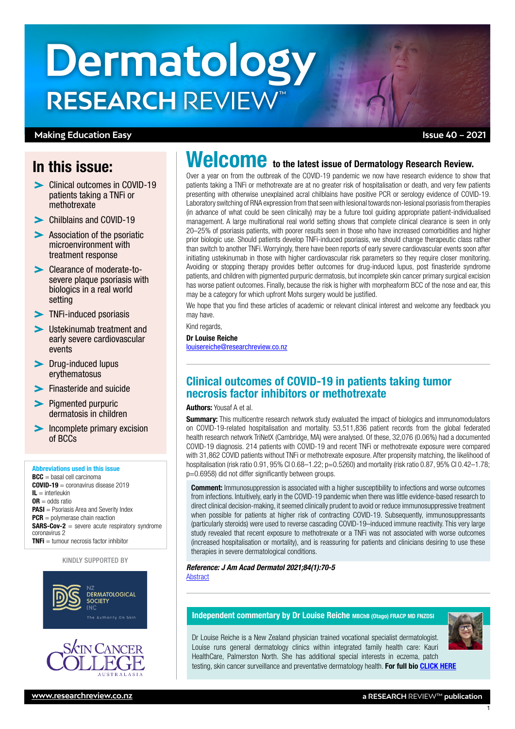# Dermatology RESEARCH REVIEW™

**Making Education Easy** | **Issue 40 – 2021**

## In this issue:

- Clinical outcomes in COVID-19 patients taking a TNFi or methotrexate
- Chilblains and COVID-19
- Association of the psoriatic microenvironment with treatment response
- Clearance of moderate-to-severe plaque psoriasis with biologics in a real world setting
- TNFi-induced psoriasis
- Ustekinumab treatment and early severe cardiovascular events
- Drug-induced lupus erythematosus
- Finasteride and suicide
- Pigmented purpuric dermatosis in children
- Incomplete primary excision of BCCs

**Abbreviations used in this issue**

**BCC** = basal cell carcinoma
**COVID-19** = coronavirus disease 2019
**IL** = interleukin
**OR** = odds ratio
**PASI** = Psoriasis Area and Severity Index
**PCR** = polymerase chain reaction
**SARS-Cov-2** = severe acute respiratory syndrome coronavirus 2
**TNFi** = tumour necrosis factor inhibitor

KINDLY SUPPORTED BY

NZ DERMATOLOGICAL SOCIETY INC – The Authority On Skin

SKIN CANCER COLLEGE AUSTRALASIA

# Welcome to the latest issue of Dermatology Research Review.

Over a year on from the outbreak of the COVID-19 pandemic we now have research evidence to show that patients taking a TNFi or methotrexate are at no greater risk of hospitalisation or death, and very few patients presenting with otherwise unexplained acral chilblains have positive PCR or serology evidence of COVID-19. Laboratory switching of RNA expression from that seen with lesional towards non-lesional psoriasis from therapies (in advance of what could be seen clinically) may be a future tool guiding appropriate patient-individualised management. A large multinational real world setting shows that complete clinical clearance is seen in only 20–25% of psoriasis patients, with poorer results seen in those who have increased comorbidities and higher prior biologic use. Should patients develop TNFi-induced psoriasis, we should change therapeutic class rather than switch to another TNFi. Worryingly, there have been reports of early severe cardiovascular events soon after initiating ustekinumab in those with higher cardiovascular risk parameters so they require closer monitoring. Avoiding or stopping therapy provides better outcomes for drug-induced lupus, post finasteride syndrome patients, and children with pigmented purpuric dermatosis, but incomplete skin cancer primary surgical excision has worse patient outcomes. Finally, because the risk is higher with morpheaform BCC of the nose and ear, this may be a category for which upfront Mohs surgery would be justified.

We hope that you find these articles of academic or relevant clinical interest and welcome any feedback you may have.

Kind regards,

**Dr Louise Reiche**
louisereiche@researchreview.co.nz

## Clinical outcomes of COVID-19 in patients taking tumor necrosis factor inhibitors or methotrexate

**Authors:** Yousaf A et al.

**Summary:** This multicentre research network study evaluated the impact of biologics and immunomodulators on COVID-19-related hospitalisation and mortality. 53,511,836 patient records from the global federated health research network TriNetX (Cambridge, MA) were analysed. Of these, 32,076 (0.06%) had a documented COVID-19 diagnosis. 214 patients with COVID-19 and recent TNFi or methotrexate exposure were compared with 31,862 COVID patients without TNFi or methotrexate exposure. After propensity matching, the likelihood of hospitalisation (risk ratio 0.91, 95% CI 0.68–1.22; p=0.5260) and mortality (risk ratio 0.87, 95% CI 0.42–1.78; p=0.6958) did not differ significantly between groups.

**Comment:** Immunosuppression is associated with a higher susceptibility to infections and worse outcomes from infections. Intuitively, early in the COVID-19 pandemic when there was little evidence-based research to direct clinical decision-making, it seemed clinically prudent to avoid or reduce immunosuppressive treatment when possible for patients at higher risk of contracting COVID-19. Subsequently, immunosuppressants (particularly steroids) were used to reverse cascading COVID-19–induced immune reactivity. This very large study revealed that recent exposure to methotrexate or a TNFi was not associated with worse outcomes (increased hospitalisation or mortality), and is reassuring for patients and clinicians desiring to use these therapies in severe dermatological conditions.

***Reference: J Am Acad Dermatol 2021;84(1):70-5***
Abstract

### Independent commentary by Dr Louise Reiche MBChB (Otago) FRACP MD FNZDSI

Dr Louise Reiche is a New Zealand physician trained vocational specialist dermatologist. Louise runs general dermatology clinics within integrated family health care: Kauri HealthCare, Palmerston North. She has additional special interests in eczema, patch testing, skin cancer surveillance and preventative dermatology health. **For full bio CLICK HERE**

www.researchreview.co.nz | a RESEARCH REVIEW™ publication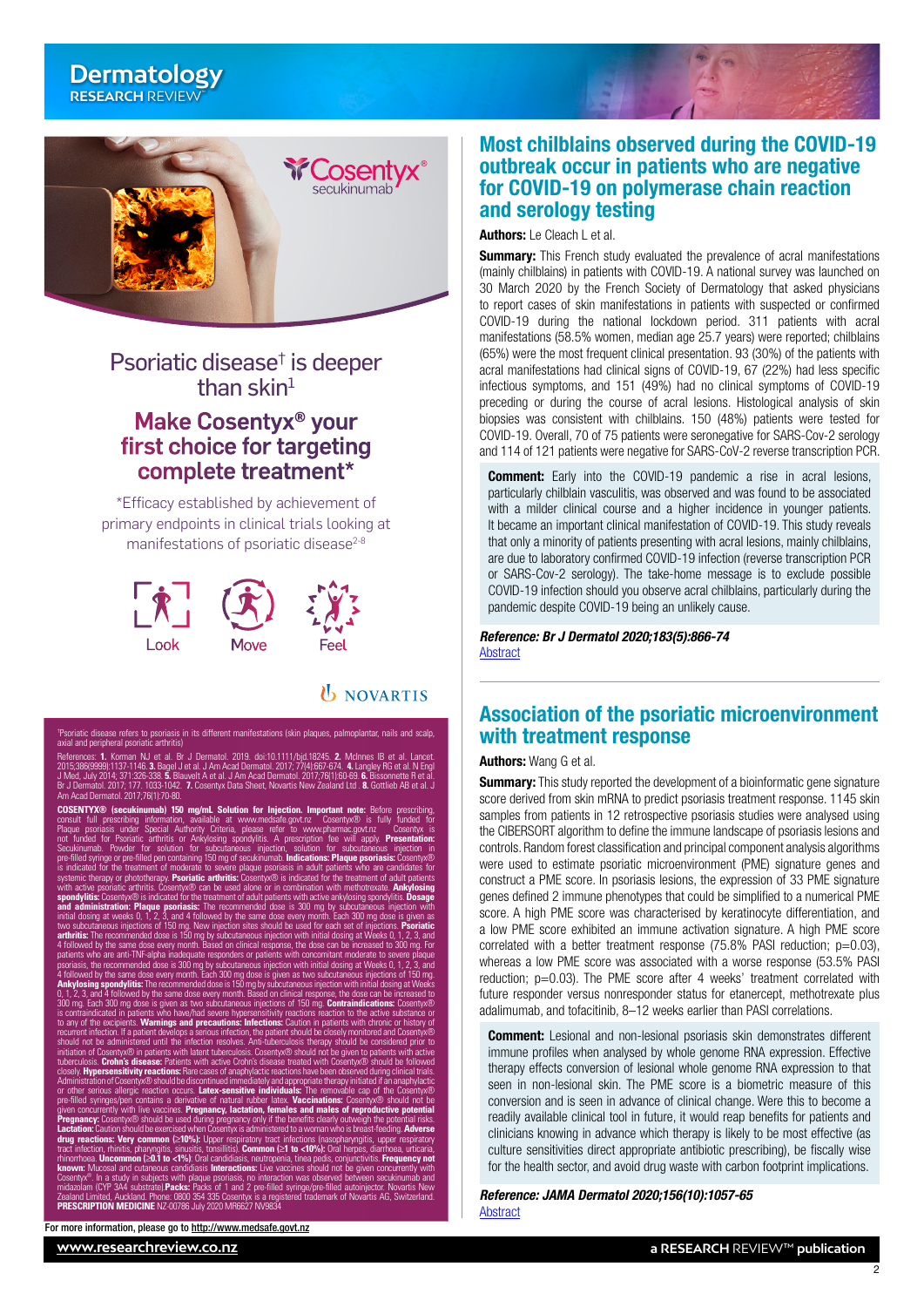## Psoriatic disease† is deeper than skin[1]

### Make Cosentyx® your first choice for targeting complete treatment*

*Efficacy established by achievement of primary endpoints in clinical trials looking at manifestations of psoriatic disease[2-8]

Look Move Feel

NOVARTIS

†Psoriatic disease refers to psoriasis in its different manifestations (skin plaques, palmoplantar, nails and scalp, axial and peripheral psoriatic arthritis)

References: **1.** Korman NJ et al. Br J Dermatol. 2019. doi:10.1111/bjd.18245. **2.** McInnes IB et al. Lancet. 2015;386(9999):1137-1146. **3.** Bagel J et al. J Am Acad Dermatol. 2017; 77(4):667-674. **4.** Langley RG et al. N Engl J Med, July 2014; 371:326-338. **5.** Blauvelt A et al. J Am Acad Dermatol. 2017;76(1):60-69. **6.** Bissonnette R et al. Br J Dermatol. 2017; 177. 1033-1042. **7.** Cosentyx Data Sheet, Novartis New Zealand Ltd . **8.** Gottlieb AB et al. J Am Acad Dermatol. 2017;76(1):70-80.

**COSENTYX® (secukinumab) 150 mg/mL Solution for Injection. Important note:** Before prescribing, consult full prescribing information, available at www.medsafe.govt.nz Cosentyx® is fully funded for Plaque psoriasis under Special Authority Criteria, please refer to www.pharmac.govt.nz Cosentyx is not funded for Psoriatic arthritis or Ankylosing spondylitis. A prescription fee will apply. **Presentation:** Secukinumab. Powder for solution for subcutaneous injection, solution for subcutaneous injection in pre-filled syringe or pre-filled pen containing 150 mg of secukinumab. **Indications: Plaque psoriasis:** Cosentyx® is indicated for the treatment of moderate to severe plaque psoriasis in adult patients who are candidates for systemic therapy or phototherapy. **Psoriatic arthritis:** Cosentyx® is indicated for the treatment of adult patients with active psoriatic arthritis. Cosentyx® can be used alone or in combination with methotrexate. **Ankylosing spondylitis:** Cosentyx® is indicated for the treatment of adult patients with active ankylosing spondylitis. **Dosage and administration: Plaque psoriasis:** The recommended dose is 300 mg by subcutaneous injection with initial dosing at weeks 0, 1, 2, 3, and 4 followed by the same dose every month. Each 300 mg dose is given as two subcutaneous injections of 150 mg. New injection sites should be used for each set of injections. **Psoriatic arthritis:** The recommended dose is 150 mg by subcutaneous injection with initial dosing at Weeks 0, 1, 2, 3, and 4 followed by the same dose every month. Based on clinical response, the dose can be increased to 300 mg. For patients who are anti-TNF-alpha inadequate responders or patients with concomitant moderate to severe plaque psoriasis, the recommended dose is 300 mg by subcutaneous injection with initial dosing at Weeks 0, 1, 2, 3, and 4 followed by the same dose every month. Each 300 mg dose is given as two subcutaneous injections of 150 mg. **Ankylosing spondylitis:** The recommended dose is 150 mg by subcutaneous injection with initial dosing at Weeks 0, 1, 2, 3, and 4 followed by the same dose every month. Based on clinical response, the dose can be increased to 300 mg. Each 300 mg dose is given as two subcutaneous injections of 150 mg. **Contraindications:** Cosentyx® is contraindicated in patients who have/had severe hypersensitivity reactions reaction to the active substance or to any of the excipients. **Warnings and precautions: Infections:** Caution in patients with chronic or history of recurrent infection. If a patient develops a serious infection, the patient should be closely monitored and Cosentyx® should not be administered until the infection resolves. Anti-tuberculosis therapy should be considered prior to initiation of Cosentyx® in patients with latent tuberculosis. Cosentyx® should not be given to patients with active tuberculosis. **Crohn's disease:** Patients with active Crohn's disease treated with Cosentyx® should be followed closely. **Hypersensitivity reactions:** Rare cases of anaphylactic reactions have been observed during clinical trials. Administration of Cosentyx® should be discontinued immediately and appropriate therapy initiated if an anaphylactic or other serious allergic reaction occurs. **Latex-sensitive individuals:** The removable cap of the Cosentyx® pre-filled syringes/pen contains a derivative of natural rubber latex. **Vaccinations:** Cosentyx® should not be given concurrently with live vaccines. **Pregnancy, lactation, females and males of reproductive potential Pregnancy:** Cosentyx® should be used during pregnancy only if the benefits clearly outweigh the potential risks. **Lactation:** Caution should be exercised when Cosentyx is administered to a woman who is breast-feeding. **Adverse drug reactions: Very common (≥10%):** Upper respiratory tract infections (nasopharyngitis, upper respiratory tract infection, rhinitis, pharyngitis, sinusitis, tonsillitis). **Common (≥1 to <10%):** Oral herpes, diarrhoea, urticaria, rhinorrhoea. **Uncommon (≥0.1 to <1%):** Oral candidiasis, neutropenia, tinea pedis, conjunctivitis. **Frequency not known:** Mucosal and cutaneous candidiasis **Interactions:** Live vaccines should not be given concurrently with Cosentyx®. In a study in subjects with plaque psoriasis, no interaction was observed between secukinumab and midazolam (CYP 3A4 substrate). **Packs:** Packs of 1 and 2 pre-filled syringe/pre-filled autoinjector. Novartis New Zealand Limited, Auckland. Phone: 0800 354 335 Cosentyx is a registered trademark of Novartis AG, Switzerland. **PRESCRIPTION MEDICINE** NZ-00786 July 2020 MR6627 NV9834

For more information, please go to http://www.medsafe.govt.nz

## Most chilblains observed during the COVID-19 outbreak occur in patients who are negative for COVID-19 on polymerase chain reaction and serology testing

**Authors:** Le Cleach L et al.

**Summary:** This French study evaluated the prevalence of acral manifestations (mainly chilblains) in patients with COVID-19. A national survey was launched on 30 March 2020 by the French Society of Dermatology that asked physicians to report cases of skin manifestations in patients with suspected or confirmed COVID-19 during the national lockdown period. 311 patients with acral manifestations (58.5% women, median age 25.7 years) were reported; chilblains (65%) were the most frequent clinical presentation. 93 (30%) of the patients with acral manifestations had clinical signs of COVID-19, 67 (22%) had less specific infectious symptoms, and 151 (49%) had no clinical symptoms of COVID-19 preceding or during the course of acral lesions. Histological analysis of skin biopsies was consistent with chilblains. 150 (48%) patients were tested for COVID-19. Overall, 70 of 75 patients were seronegative for SARS-Cov-2 serology and 114 of 121 patients were negative for SARS-CoV-2 reverse transcription PCR.

**Comment:** Early into the COVID-19 pandemic a rise in acral lesions, particularly chilblain vasculitis, was observed and was found to be associated with a milder clinical course and a higher incidence in younger patients. It became an important clinical manifestation of COVID-19. This study reveals that only a minority of patients presenting with acral lesions, mainly chilblains, are due to laboratory confirmed COVID-19 infection (reverse transcription PCR or SARS-Cov-2 serology). The take-home message is to exclude possible COVID-19 infection should you observe acral chilblains, particularly during the pandemic despite COVID-19 being an unlikely cause.

***Reference: Br J Dermatol 2020;183(5):866-74***
Abstract

## Association of the psoriatic microenvironment with treatment response

**Authors:** Wang G et al.

**Summary:** This study reported the development of a bioinformatic gene signature score derived from skin mRNA to predict psoriasis treatment response. 1145 skin samples from patients in 12 retrospective psoriasis studies were analysed using the CIBERSORT algorithm to define the immune landscape of psoriasis lesions and controls. Random forest classification and principal component analysis algorithms were used to estimate psoriatic microenvironment (PME) signature genes and construct a PME score. In psoriasis lesions, the expression of 33 PME signature genes defined 2 immune phenotypes that could be simplified to a numerical PME score. A high PME score was characterised by keratinocyte differentiation, and a low PME score exhibited an immune activation signature. A high PME score correlated with a better treatment response (75.8% PASI reduction; p=0.03), whereas a low PME score was associated with a worse response (53.5% PASI reduction; p=0.03). The PME score after 4 weeks' treatment correlated with future responder versus nonresponder status for etanercept, methotrexate plus adalimumab, and tofacitinib, 8–12 weeks earlier than PASI correlations.

**Comment:** Lesional and non-lesional psoriasis skin demonstrates different immune profiles when analysed by whole genome RNA expression. Effective therapy effects conversion of lesional whole genome RNA expression to that seen in non-lesional skin. The PME score is a biometric measure of this conversion and is seen in advance of clinical change. Were this to become a readily available clinical tool in future, it would reap benefits for patients and clinicians knowing in advance which therapy is likely to be most effective (as culture sensitivities direct appropriate antibiotic prescribing), be fiscally wise for the health sector, and avoid drug waste with carbon footprint implications.

***Reference: JAMA Dermatol 2020;156(10):1057-65***
Abstract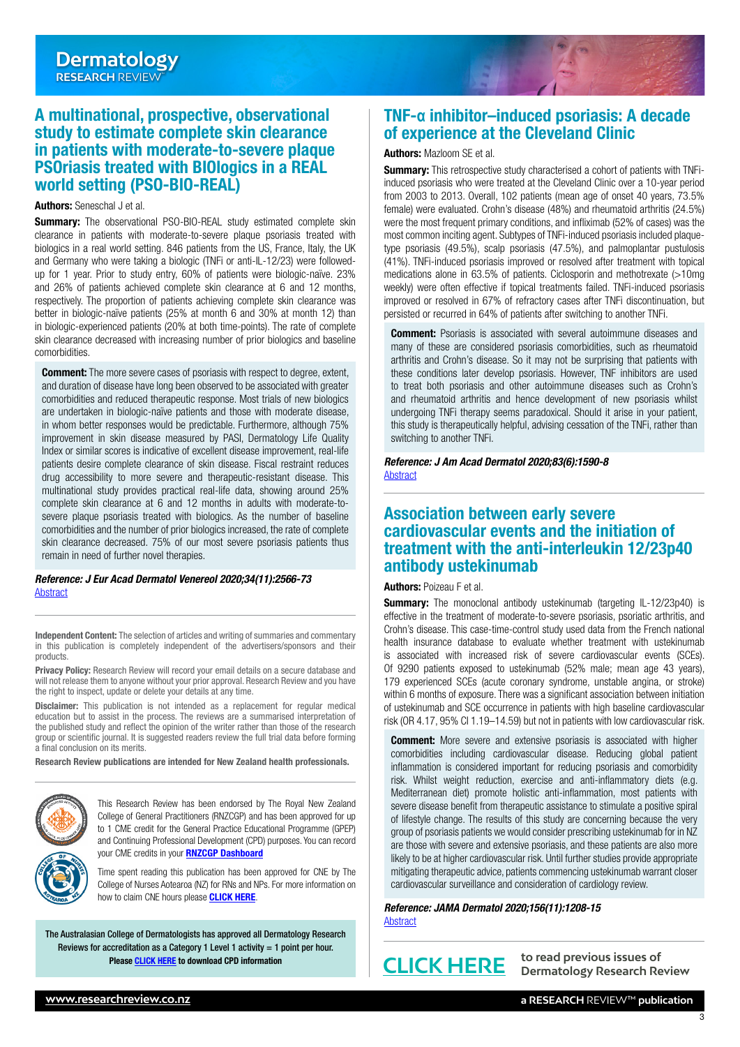## A multinational, prospective, observational study to estimate complete skin clearance in patients with moderate-to-severe plaque PSOriasis treated with BIOlogics in a REAL world setting (PSO-BIO-REAL)

**Authors:** Seneschal J et al.

**Summary:** The observational PSO-BIO-REAL study estimated complete skin clearance in patients with moderate-to-severe plaque psoriasis treated with biologics in a real world setting. 846 patients from the US, France, Italy, the UK and Germany who were taking a biologic (TNFi or anti-IL-12/23) were followed-up for 1 year. Prior to study entry, 60% of patients were biologic-naïve. 23% and 26% of patients achieved complete skin clearance at 6 and 12 months, respectively. The proportion of patients achieving complete skin clearance was better in biologic-naïve patients (25% at month 6 and 30% at month 12) than in biologic-experienced patients (20% at both time-points). The rate of complete skin clearance decreased with increasing number of prior biologics and baseline comorbidities.

**Comment:** The more severe cases of psoriasis with respect to degree, extent, and duration of disease have long been observed to be associated with greater comorbidities and reduced therapeutic response. Most trials of new biologics are undertaken in biologic-naïve patients and those with moderate disease, in whom better responses would be predictable. Furthermore, although 75% improvement in skin disease measured by PASI, Dermatology Life Quality Index or similar scores is indicative of excellent disease improvement, real-life patients desire complete clearance of skin disease. Fiscal restraint reduces drug accessibility to more severe and therapeutic-resistant disease. This multinational study provides practical real-life data, showing around 25% complete skin clearance at 6 and 12 months in adults with moderate-to-severe plaque psoriasis treated with biologics. As the number of baseline comorbidities and the number of prior biologics increased, the rate of complete skin clearance decreased. 75% of our most severe psoriasis patients thus remain in need of further novel therapies.

***Reference: J Eur Acad Dermatol Venereol 2020;34(11):2566-73***
[Abstract]

**Independent Content:** The selection of articles and writing of summaries and commentary in this publication is completely independent of the advertisers/sponsors and their products.

**Privacy Policy:** Research Review will record your email details on a secure database and will not release them to anyone without your prior approval. Research Review and you have the right to inspect, update or delete your details at any time.

**Disclaimer:** This publication is not intended as a replacement for regular medical education but to assist in the process. The reviews are a summarised interpretation of the published study and reflect the opinion of the writer rather than those of the research group or scientific journal. It is suggested readers review the full trial data before forming a final conclusion on its merits.

**Research Review publications are intended for New Zealand health professionals.**

This Research Review has been endorsed by The Royal New Zealand College of General Practitioners (RNZCGP) and has been approved for up to 1 CME credit for the General Practice Educational Programme (GPEP) and Continuing Professional Development (CPD) purposes. You can record your CME credits in your **RNZCGP Dashboard**

Time spent reading this publication has been approved for CNE by The College of Nurses Aotearoa (NZ) for RNs and NPs. For more information on how to claim CNE hours please **CLICK HERE**.

**The Australasian College of Dermatologists has approved all Dermatology Research Reviews for accreditation as a Category 1 Level 1 activity = 1 point per hour. Please CLICK HERE to download CPD information**

## TNF-α inhibitor–induced psoriasis: A decade of experience at the Cleveland Clinic

**Authors:** Mazloom SE et al.

**Summary:** This retrospective study characterised a cohort of patients with TNFi-induced psoriasis who were treated at the Cleveland Clinic over a 10-year period from 2003 to 2013. Overall, 102 patients (mean age of onset 40 years, 73.5% female) were evaluated. Crohn's disease (48%) and rheumatoid arthritis (24.5%) were the most frequent primary conditions, and infliximab (52% of cases) was the most common inciting agent. Subtypes of TNFi-induced psoriasis included plaque-type psoriasis (49.5%), scalp psoriasis (47.5%), and palmoplantar pustulosis (41%). TNFi-induced psoriasis improved or resolved after treatment with topical medications alone in 63.5% of patients. Ciclosporin and methotrexate (>10mg weekly) were often effective if topical treatments failed. TNFi-induced psoriasis improved or resolved in 67% of refractory cases after TNFi discontinuation, but persisted or recurred in 64% of patients after switching to another TNFi.

**Comment:** Psoriasis is associated with several autoimmune diseases and many of these are considered psoriasis comorbidities, such as rheumatoid arthritis and Crohn's disease. So it may not be surprising that patients with these conditions later develop psoriasis. However, TNF inhibitors are used to treat both psoriasis and other autoimmune diseases such as Crohn's and rheumatoid arthritis and hence development of new psoriasis whilst undergoing TNFi therapy seems paradoxical. Should it arise in your patient, this study is therapeutically helpful, advising cessation of the TNFi, rather than switching to another TNFi.

***Reference: J Am Acad Dermatol 2020;83(6):1590-8***
[Abstract]

## Association between early severe cardiovascular events and the initiation of treatment with the anti-interleukin 12/23p40 antibody ustekinumab

**Authors:** Poizeau F et al.

**Summary:** The monoclonal antibody ustekinumab (targeting IL-12/23p40) is effective in the treatment of moderate-to-severe psoriasis, psoriatic arthritis, and Crohn's disease. This case-time-control study used data from the French national health insurance database to evaluate whether treatment with ustekinumab is associated with increased risk of severe cardiovascular events (SCEs). Of 9290 patients exposed to ustekinumab (52% male; mean age 43 years), 179 experienced SCEs (acute coronary syndrome, unstable angina, or stroke) within 6 months of exposure. There was a significant association between initiation of ustekinumab and SCE occurrence in patients with high baseline cardiovascular risk (OR 4.17, 95% CI 1.19–14.59) but not in patients with low cardiovascular risk.

**Comment:** More severe and extensive psoriasis is associated with higher comorbidities including cardiovascular disease. Reducing global patient inflammation is considered important for reducing psoriasis and comorbidity risk. Whilst weight reduction, exercise and anti-inflammatory diets (e.g. Mediterranean diet) promote holistic anti-inflammation, most patients with severe disease benefit from therapeutic assistance to stimulate a positive spiral of lifestyle change. The results of this study are concerning because the very group of psoriasis patients we would consider prescribing ustekinumab for in NZ are those with severe and extensive psoriasis, and these patients are also more likely to be at higher cardiovascular risk. Until further studies provide appropriate mitigating therapeutic advice, patients commencing ustekinumab warrant closer cardiovascular surveillance and consideration of cardiology review.

***Reference: JAMA Dermatol 2020;156(11):1208-15***
[Abstract]

**CLICK HERE** to read previous issues of Dermatology Research Review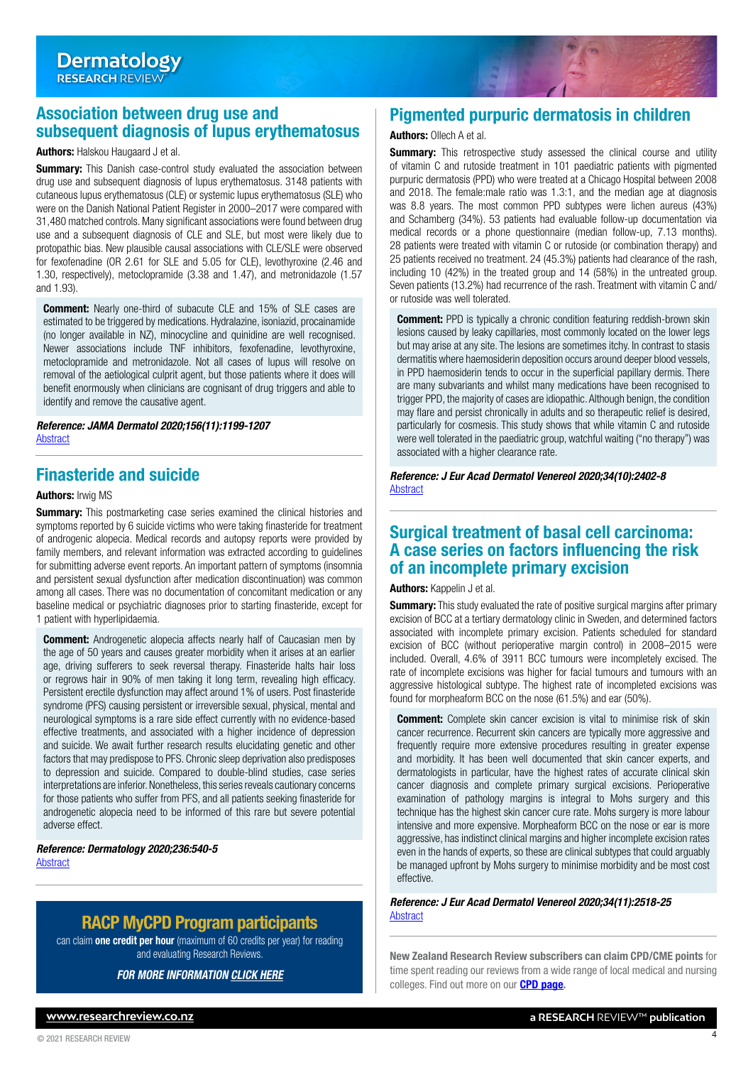## Association between drug use and subsequent diagnosis of lupus erythematosus

**Authors:** Halskou Haugaard J et al.

**Summary:** This Danish case-control study evaluated the association between drug use and subsequent diagnosis of lupus erythematosus. 3148 patients with cutaneous lupus erythematosus (CLE) or systemic lupus erythematosus (SLE) who were on the Danish National Patient Register in 2000–2017 were compared with 31,480 matched controls. Many significant associations were found between drug use and a subsequent diagnosis of CLE and SLE, but most were likely due to protopathic bias. New plausible causal associations with CLE/SLE were observed for fexofenadine (OR 2.61 for SLE and 5.05 for CLE), levothyroxine (2.46 and 1.30, respectively), metoclopramide (3.38 and 1.47), and metronidazole (1.57 and 1.93).

**Comment:** Nearly one-third of subacute CLE and 15% of SLE cases are estimated to be triggered by medications. Hydralazine, isoniazid, procainamide (no longer available in NZ), minocycline and quinidine are well recognised. Newer associations include TNF inhibitors, fexofenadine, levothyroxine, metoclopramide and metronidazole. Not all cases of lupus will resolve on removal of the aetiological culprit agent, but those patients where it does will benefit enormously when clinicians are cognisant of drug triggers and able to identify and remove the causative agent.

***Reference: JAMA Dermatol 2020;156(11):1199-1207***
[Abstract]

## Finasteride and suicide

**Authors:** Irwig MS

**Summary:** This postmarketing case series examined the clinical histories and symptoms reported by 6 suicide victims who were taking finasteride for treatment of androgenic alopecia. Medical records and autopsy reports were provided by family members, and relevant information was extracted according to guidelines for submitting adverse event reports. An important pattern of symptoms (insomnia and persistent sexual dysfunction after medication discontinuation) was common among all cases. There was no documentation of concomitant medication or any baseline medical or psychiatric diagnoses prior to starting finasteride, except for 1 patient with hyperlipidaemia.

**Comment:** Androgenetic alopecia affects nearly half of Caucasian men by the age of 50 years and causes greater morbidity when it arises at an earlier age, driving sufferers to seek reversal therapy. Finasteride halts hair loss or regrows hair in 90% of men taking it long term, revealing high efficacy. Persistent erectile dysfunction may affect around 1% of users. Post finasteride syndrome (PFS) causing persistent or irreversible sexual, physical, mental and neurological symptoms is a rare side effect currently with no evidence-based effective treatments, and associated with a higher incidence of depression and suicide. We await further research results elucidating genetic and other factors that may predispose to PFS. Chronic sleep deprivation also predisposes to depression and suicide. Compared to double-blind studies, case series interpretations are inferior. Nonetheless, this series reveals cautionary concerns for those patients who suffer from PFS, and all patients seeking finasteride for androgenetic alopecia need to be informed of this rare but severe potential adverse effect.

***Reference: Dermatology 2020;236:540-5***
[Abstract]

**RACP MyCPD Program participants**

can claim **one credit per hour** (maximum of 60 credits per year) for reading and evaluating Research Reviews.

***FOR MORE INFORMATION CLICK HERE***

## Pigmented purpuric dermatosis in children

**Authors:** Ollech A et al.

**Summary:** This retrospective study assessed the clinical course and utility of vitamin C and rutoside treatment in 101 paediatric patients with pigmented purpuric dermatosis (PPD) who were treated at a Chicago Hospital between 2008 and 2018. The female:male ratio was 1.3:1, and the median age at diagnosis was 8.8 years. The most common PPD subtypes were lichen aureus (43%) and Schamberg (34%). 53 patients had evaluable follow-up documentation via medical records or a phone questionnaire (median follow-up, 7.13 months). 28 patients were treated with vitamin C or rutoside (or combination therapy) and 25 patients received no treatment. 24 (45.3%) patients had clearance of the rash, including 10 (42%) in the treated group and 14 (58%) in the untreated group. Seven patients (13.2%) had recurrence of the rash. Treatment with vitamin C and/or rutoside was well tolerated.

**Comment:** PPD is typically a chronic condition featuring reddish-brown skin lesions caused by leaky capillaries, most commonly located on the lower legs but may arise at any site. The lesions are sometimes itchy. In contrast to stasis dermatitis where haemosiderin deposition occurs around deeper blood vessels, in PPD haemosiderin tends to occur in the superficial papillary dermis. There are many subvariants and whilst many medications have been recognised to trigger PPD, the majority of cases are idiopathic. Although benign, the condition may flare and persist chronically in adults and so therapeutic relief is desired, particularly for cosmesis. This study shows that while vitamin C and rutoside were well tolerated in the paediatric group, watchful waiting ("no therapy") was associated with a higher clearance rate.

***Reference: J Eur Acad Dermatol Venereol 2020;34(10):2402-8***
[Abstract]

## Surgical treatment of basal cell carcinoma: A case series on factors influencing the risk of an incomplete primary excision

**Authors:** Kappelin J et al.

**Summary:** This study evaluated the rate of positive surgical margins after primary excision of BCC at a tertiary dermatology clinic in Sweden, and determined factors associated with incomplete primary excision. Patients scheduled for standard excision of BCC (without perioperative margin control) in 2008–2015 were included. Overall, 4.6% of 3911 BCC tumours were incompletely excised. The rate of incomplete excisions was higher for facial tumours and tumours with an aggressive histological subtype. The highest rate of incompleted excisions was found for morpheaform BCC on the nose (61.5%) and ear (50%).

**Comment:** Complete skin cancer excision is vital to minimise risk of skin cancer recurrence. Recurrent skin cancers are typically more aggressive and frequently require more extensive procedures resulting in greater expense and morbidity. It has been well documented that skin cancer experts, and dermatologists in particular, have the highest rates of accurate clinical skin cancer diagnosis and complete primary surgical excisions. Perioperative examination of pathology margins is integral to Mohs surgery and this technique has the highest skin cancer cure rate. Mohs surgery is more labour intensive and more expensive. Morpheaform BCC on the nose or ear is more aggressive, has indistinct clinical margins and higher incomplete excision rates even in the hands of experts, so these are clinical subtypes that could arguably be managed upfront by Mohs surgery to minimise morbidity and be most cost effective.

***Reference: J Eur Acad Dermatol Venereol 2020;34(11):2518-25***
[Abstract]

**New Zealand Research Review subscribers can claim CPD/CME points** for time spent reading our reviews from a wide range of local medical and nursing colleges. Find out more on our **CPD page**.